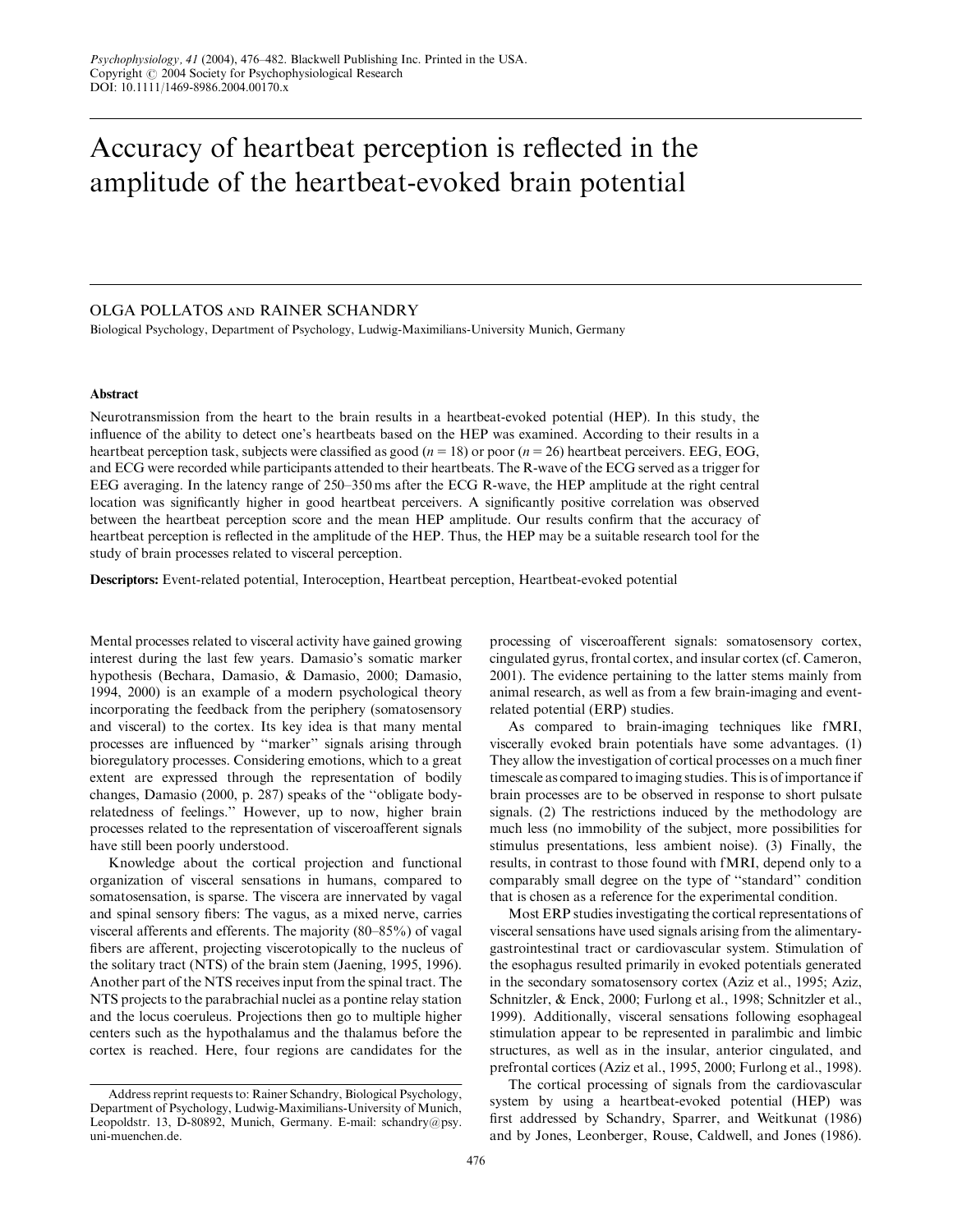# Accuracy of heartbeat perception is reflected in the amplitude of the heartbeat-evoked brain potential

OLGA POLLATOS AND RAINER SCHANDRY

Biological Psychology, Department of Psychology, Ludwig-Maximilians-University Munich, Germany

## Abstract

Neurotransmission from the heart to the brain results in a heartbeat-evoked potential (HEP). In this study, the influence of the ability to detect one's heartbeats based on the HEP was examined. According to their results in a heartbeat perception task, subjects were classified as good ($n = 18$) or poor ($n = 26$) heartbeat perceivers. EEG, EOG, and ECG were recorded while participants attended to their heartbeats. The R-wave of the ECG served as a trigger for EEG averaging. In the latency range of 250–350 ms after the ECG R-wave, the HEP amplitude at the right central location was significantly higher in good heartbeat perceivers. A significantly positive correlation was observed between the heartbeat perception score and the mean HEP amplitude. Our results confirm that the accuracy of heartbeat perception is reflected in the amplitude of the HEP. Thus, the HEP may be a suitable research tool for the study of brain processes related to visceral perception.

**Descriptors:** Event-related potential, Interoception, Heartbeat perception, Heartbeat-evoked potential

Mental processes related to visceral activity have gained growing interest during the last few years. Damasio's somatic marker hypothesis (Bechara, Damasio, & Damasio, 2000; Damasio, 1994, 2000) is an example of a modern psychological theory incorporating the feedback from the periphery (somatosensory and visceral) to the cortex. Its key idea is that many mental processes are influenced by "marker" signals arising through bioregulatory processes. Considering emotions, which to a great extent are expressed through the representation of bodily changes, Damasio (2000, p. 287) speaks of the "obligate body-relatedness of feelings." However, up to now, higher brain processes related to the representation of visceroafferent signals have still been poorly understood.

Knowledge about the cortical projection and functional organization of visceral sensations in humans, compared to somatosensation, is sparse. The viscera are innervated by vagal and spinal sensory fibers: The vagus, as a mixed nerve, carries visceral afferents and efferents. The majority (80–85%) of vagal fibers are afferent, projecting viscerotopically to the nucleus of the solitary tract (NTS) of the brain stem (Jaening, 1995, 1996). Another part of the NTS receives input from the spinal tract. The NTS projects to the parabrachial nuclei as a pontine relay station and the locus coeruleus. Projections then go to multiple higher centers such as the hypothalamus and the thalamus before the cortex is reached. Here, four regions are candidates for the processing of visceroafferent signals: somatosensory cortex, cingulated gyrus, frontal cortex, and insular cortex (cf. Cameron, 2001). The evidence pertaining to the latter stems mainly from animal research, as well as from a few brain-imaging and event-related potential (ERP) studies.

As compared to brain-imaging techniques like fMRI, viscerally evoked brain potentials have some advantages. (1) They allow the investigation of cortical processes on a much finer timescale as compared to imaging studies. This is of importance if brain processes are to be observed in response to short pulsate signals. (2) The restrictions induced by the methodology are much less (no immobility of the subject, more possibilities for stimulus presentations, less ambient noise). (3) Finally, the results, in contrast to those found with fMRI, depend only to a comparably small degree on the type of "standard" condition that is chosen as a reference for the experimental condition.

Most ERP studies investigating the cortical representations of visceral sensations have used signals arising from the alimentary-gastrointestinal tract or cardiovascular system. Stimulation of the esophagus resulted primarily in evoked potentials generated in the secondary somatosensory cortex (Aziz et al., 1995; Aziz, Schnitzler, & Enck, 2000; Furlong et al., 1998; Schnitzler et al., 1999). Additionally, visceral sensations following esophageal stimulation appear to be represented in paralimbic and limbic structures, as well as in the insular, anterior cingulated, and prefrontal cortices (Aziz et al., 1995, 2000; Furlong et al., 1998).

The cortical processing of signals from the cardiovascular system by using a heartbeat-evoked potential (HEP) was first addressed by Schandry, Sparrer, and Weitkunat (1986) and by Jones, Leonberger, Rouse, Caldwell, and Jones (1986).

Address reprint requests to: Rainer Schandry, Biological Psychology, Department of Psychology, Ludwig-Maximilians-University of Munich, Leopoldstr. 13, D-80892, Munich, Germany. E-mail: schandry@psy.uni-muenchen.de.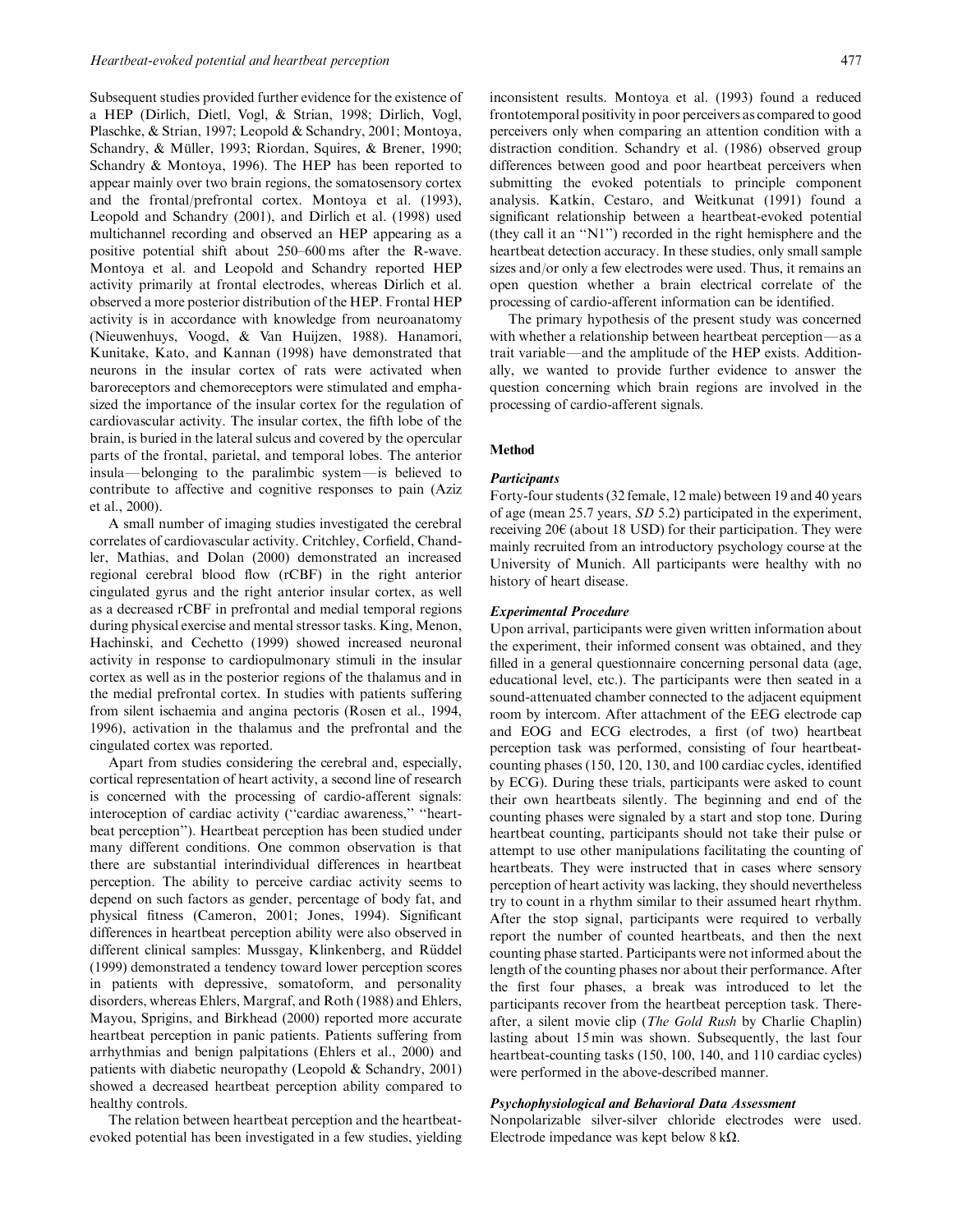Subsequent studies provided further evidence for the existence of a HEP (Dirlich, Dietl, Vogl, & Strian, 1998; Dirlich, Vogl, Plaschke, & Strian, 1997; Leopold & Schandry, 2001; Montoya, Schandry, & Müller, 1993; Riordan, Squires, & Brener, 1990; Schandry & Montoya, 1996). The HEP has been reported to appear mainly over two brain regions, the somatosensory cortex and the frontal/prefrontal cortex. Montoya et al. (1993), Leopold and Schandry (2001), and Dirlich et al. (1998) used multichannel recording and observed an HEP appearing as a positive potential shift about 250–600 ms after the R-wave. Montoya et al. and Leopold and Schandry reported HEP activity primarily at frontal electrodes, whereas Dirlich et al. observed a more posterior distribution of the HEP. Frontal HEP activity is in accordance with knowledge from neuroanatomy (Nieuwenhuys, Voogd, & Van Huijzen, 1988). Hanamori, Kunitake, Kato, and Kannan (1998) have demonstrated that neurons in the insular cortex of rats were activated when baroreceptors and chemoreceptors were stimulated and emphasized the importance of the insular cortex for the regulation of cardiovascular activity. The insular cortex, the fifth lobe of the brain, is buried in the lateral sulcus and covered by the opercular parts of the frontal, parietal, and temporal lobes. The anterior insula—belonging to the paralimbic system—is believed to contribute to affective and cognitive responses to pain (Aziz et al., 2000).

A small number of imaging studies investigated the cerebral correlates of cardiovascular activity. Critchley, Corfield, Chandler, Mathias, and Dolan (2000) demonstrated an increased regional cerebral blood flow (rCBF) in the right anterior cingulated gyrus and the right anterior insular cortex, as well as a decreased rCBF in prefrontal and medial temporal regions during physical exercise and mental stressor tasks. King, Menon, Hachinski, and Cechetto (1999) showed increased neuronal activity in response to cardiopulmonary stimuli in the insular cortex as well as in the posterior regions of the thalamus and in the medial prefrontal cortex. In studies with patients suffering from silent ischaemia and angina pectoris (Rosen et al., 1994, 1996), activation in the thalamus and the prefrontal and the cingulated cortex was reported.

Apart from studies considering the cerebral and, especially, cortical representation of heart activity, a second line of research is concerned with the processing of cardio-afferent signals: interoception of cardiac activity ("cardiac awareness," "heartbeat perception"). Heartbeat perception has been studied under many different conditions. One common observation is that there are substantial interindividual differences in heartbeat perception. The ability to perceive cardiac activity seems to depend on such factors as gender, percentage of body fat, and physical fitness (Cameron, 2001; Jones, 1994). Significant differences in heartbeat perception ability were also observed in different clinical samples: Mussgay, Klinkenberg, and Rüddel (1999) demonstrated a tendency toward lower perception scores in patients with depressive, somatoform, and personality disorders, whereas Ehlers, Margraf, and Roth (1988) and Ehlers, Mayou, Sprigins, and Birkhead (2000) reported more accurate heartbeat perception in panic patients. Patients suffering from arrhythmias and benign palpitations (Ehlers et al., 2000) and patients with diabetic neuropathy (Leopold & Schandry, 2001) showed a decreased heartbeat perception ability compared to healthy controls.

The relation between heartbeat perception and the heartbeat-evoked potential has been investigated in a few studies, yielding inconsistent results. Montoya et al. (1993) found a reduced frontotemporal positivity in poor perceivers as compared to good perceivers only when comparing an attention condition with a distraction condition. Schandry et al. (1986) observed group differences between good and poor heartbeat perceivers when submitting the evoked potentials to principle component analysis. Katkin, Cestaro, and Weitkunat (1991) found a significant relationship between a heartbeat-evoked potential (they call it an "N1") recorded in the right hemisphere and the heartbeat detection accuracy. In these studies, only small sample sizes and/or only a few electrodes were used. Thus, it remains an open question whether a brain electrical correlate of the processing of cardio-afferent information can be identified.

The primary hypothesis of the present study was concerned with whether a relationship between heartbeat perception—as a trait variable—and the amplitude of the HEP exists. Additionally, we wanted to provide further evidence to answer the question concerning which brain regions are involved in the processing of cardio-afferent signals.

## Method

### *Participants*

Forty-four students (32 female, 12 male) between 19 and 40 years of age (mean 25.7 years, *SD* 5.2) participated in the experiment, receiving 20€ (about 18 USD) for their participation. They were mainly recruited from an introductory psychology course at the University of Munich. All participants were healthy with no history of heart disease.

### *Experimental Procedure*

Upon arrival, participants were given written information about the experiment, their informed consent was obtained, and they filled in a general questionnaire concerning personal data (age, educational level, etc.). The participants were then seated in a sound-attenuated chamber connected to the adjacent equipment room by intercom. After attachment of the EEG electrode cap and EOG and ECG electrodes, a first (of two) heartbeat perception task was performed, consisting of four heartbeat-counting phases (150, 120, 130, and 100 cardiac cycles, identified by ECG). During these trials, participants were asked to count their own heartbeats silently. The beginning and end of the counting phases were signaled by a start and stop tone. During heartbeat counting, participants should not take their pulse or attempt to use other manipulations facilitating the counting of heartbeats. They were instructed that in cases where sensory perception of heart activity was lacking, they should nevertheless try to count in a rhythm similar to their assumed heart rhythm. After the stop signal, participants were required to verbally report the number of counted heartbeats, and then the next counting phase started. Participants were not informed about the length of the counting phases nor about their performance. After the first four phases, a break was introduced to let the participants recover from the heartbeat perception task. Thereafter, a silent movie clip (*The Gold Rush* by Charlie Chaplin) lasting about 15 min was shown. Subsequently, the last four heartbeat-counting tasks (150, 100, 140, and 110 cardiac cycles) were performed in the above-described manner.

### *Psychophysiological and Behavioral Data Assessment*

Nonpolarizable silver-silver chloride electrodes were used. Electrode impedance was kept below 8 kΩ.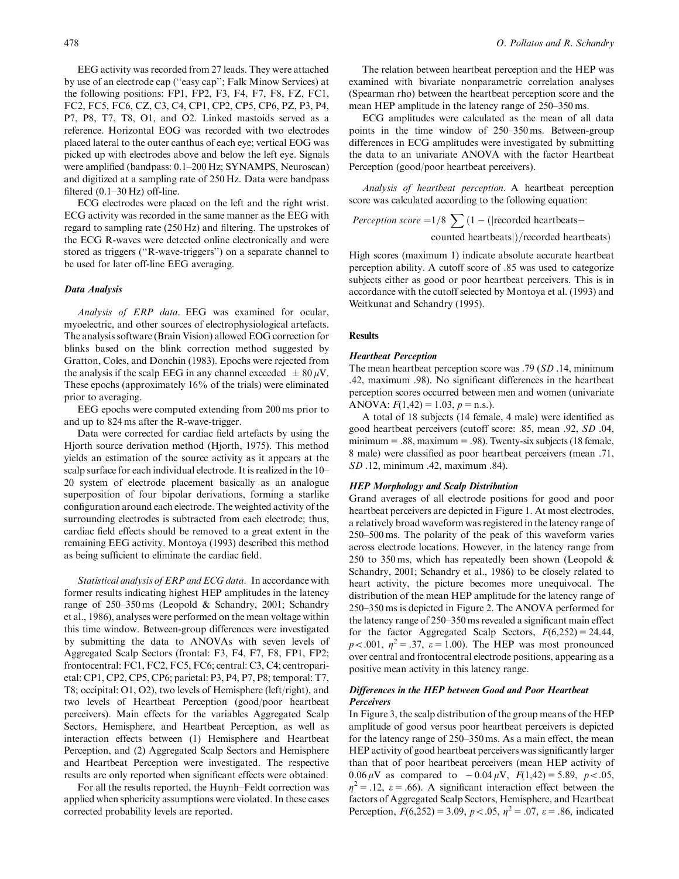EEG activity was recorded from 27 leads. They were attached by use of an electrode cap ("easy cap"; Falk Minow Services) at the following positions: FP1, FP2, F3, F4, F7, F8, FZ, FC1, FC2, FC5, FC6, CZ, C3, C4, CP1, CP2, CP5, CP6, PZ, P3, P4, P7, P8, T7, T8, O1, and O2. Linked mastoids served as a reference. Horizontal EOG was recorded with two electrodes placed lateral to the outer canthus of each eye; vertical EOG was picked up with electrodes above and below the left eye. Signals were amplified (bandpass: 0.1–200 Hz; SYNAMPS, Neuroscan) and digitized at a sampling rate of 250 Hz. Data were bandpass filtered (0.1–30 Hz) off-line.

ECG electrodes were placed on the left and the right wrist. ECG activity was recorded in the same manner as the EEG with regard to sampling rate (250 Hz) and filtering. The upstrokes of the ECG R-waves were detected online electronically and were stored as triggers ("R-wave-triggers") on a separate channel to be used for later off-line EEG averaging.

### Data Analysis

*Analysis of ERP data.* EEG was examined for ocular, myoelectric, and other sources of electrophysiological artefacts. The analysis software (Brain Vision) allowed EOG correction for blinks based on the blink correction method suggested by Gratton, Coles, and Donchin (1983). Epochs were rejected from the analysis if the scalp EEG in any channel exceeded $\pm 80\,\mu$V. These epochs (approximately 16% of the trials) were eliminated prior to averaging.

EEG epochs were computed extending from 200 ms prior to and up to 824 ms after the R-wave-trigger.

Data were corrected for cardiac field artefacts by using the Hjorth source derivation method (Hjorth, 1975). This method yields an estimation of the source activity as it appears at the scalp surface for each individual electrode. It is realized in the 10–20 system of electrode placement basically as an analogue superposition of four bipolar derivations, forming a starlike configuration around each electrode. The weighted activity of the surrounding electrodes is subtracted from each electrode; thus, cardiac field effects should be removed to a great extent in the remaining EEG activity. Montoya (1993) described this method as being sufficient to eliminate the cardiac field.

*Statistical analysis of ERP and ECG data.* In accordance with former results indicating highest HEP amplitudes in the latency range of 250–350 ms (Leopold & Schandry, 2001; Schandry et al., 1986), analyses were performed on the mean voltage within this time window. Between-group differences were investigated by submitting the data to ANOVAs with seven levels of Aggregated Scalp Sectors (frontal: F3, F4, F7, F8, FP1, FP2; frontocentral: FC1, FC2, FC5, FC6; central: C3, C4; centroparietal: CP1, CP2, CP5, CP6; parietal: P3, P4, P7, P8; temporal: T7, T8; occipital: O1, O2), two levels of Hemisphere (left/right), and two levels of Heartbeat Perception (good/poor heartbeat perceivers). Main effects for the variables Aggregated Scalp Sectors, Hemisphere, and Heartbeat Perception, as well as interaction effects between (1) Hemisphere and Heartbeat Perception, and (2) Aggregated Scalp Sectors and Hemisphere and Heartbeat Perception were investigated. The respective results are only reported when significant effects were obtained.

For all the results reported, the Huynh–Feldt correction was applied when sphericity assumptions were violated. In these cases corrected probability levels are reported.

The relation between heartbeat perception and the HEP was examined with bivariate nonparametric correlation analyses (Spearman rho) between the heartbeat perception score and the mean HEP amplitude in the latency range of 250–350 ms.

ECG amplitudes were calculated as the mean of all data points in the time window of 250–350 ms. Between-group differences in ECG amplitudes were investigated by submitting the data to an univariate ANOVA with the factor Heartbeat Perception (good/poor heartbeat perceivers).

*Analysis of heartbeat perception.* A heartbeat perception score was calculated according to the following equation:

$$\textit{Perception score} = 1/8 \sum \left(1 - (|\text{recorded heartbeats} - \text{counted heartbeats}|)/\text{recorded heartbeats}\right)$$

High scores (maximum 1) indicate absolute accurate heartbeat perception ability. A cutoff score of .85 was used to categorize subjects either as good or poor heartbeat perceivers. This is in accordance with the cutoff selected by Montoya et al. (1993) and Weitkunat and Schandry (1995).

## Results

### Heartbeat Perception

The mean heartbeat perception score was .79 (*SD* .14, minimum .42, maximum .98). No significant differences in the heartbeat perception scores occurred between men and women (univariate ANOVA: $F(1,42) = 1.03$, $p =$ n.s.).

A total of 18 subjects (14 female, 4 male) were identified as good heartbeat perceivers (cutoff score: .85, mean .92, *SD* .04, minimum = .88, maximum = .98). Twenty-six subjects (18 female, 8 male) were classified as poor heartbeat perceivers (mean .71, *SD* .12, minimum .42, maximum .84).

### HEP Morphology and Scalp Distribution

Grand averages of all electrode positions for good and poor heartbeat perceivers are depicted in Figure 1. At most electrodes, a relatively broad waveform was registered in the latency range of 250–500 ms. The polarity of the peak of this waveform varies across electrode locations. However, in the latency range from 250 to 350 ms, which has repeatedly been shown (Leopold & Schandry, 2001; Schandry et al., 1986) to be closely related to heart activity, the picture becomes more unequivocal. The distribution of the mean HEP amplitude for the latency range of 250–350 ms is depicted in Figure 2. The ANOVA performed for the latency range of 250–350 ms revealed a significant main effect for the factor Aggregated Scalp Sectors, $F(6,252) = 24.44$, $p < .001$, $\eta^2 = .37$, $\varepsilon = 1.00$). The HEP was most pronounced over central and frontocentral electrode positions, appearing as a positive mean activity in this latency range.

### Differences in the HEP between Good and Poor Heartbeat Perceivers

In Figure 3, the scalp distribution of the group means of the HEP amplitude of good versus poor heartbeat perceivers is depicted for the latency range of 250–350 ms. As a main effect, the mean HEP activity of good heartbeat perceivers was significantly larger than that of poor heartbeat perceivers (mean HEP activity of $0.06\,\mu$V as compared to $-0.04\,\mu$V, $F(1,42) = 5.89$, $p < .05$, $\eta^2 = .12$, $\varepsilon = .66$). A significant interaction effect between the factors of Aggregated Scalp Sectors, Hemisphere, and Heartbeat Perception, $F(6,252) = 3.09$, $p < .05$, $\eta^2 = .07$, $\varepsilon = .86$, indicated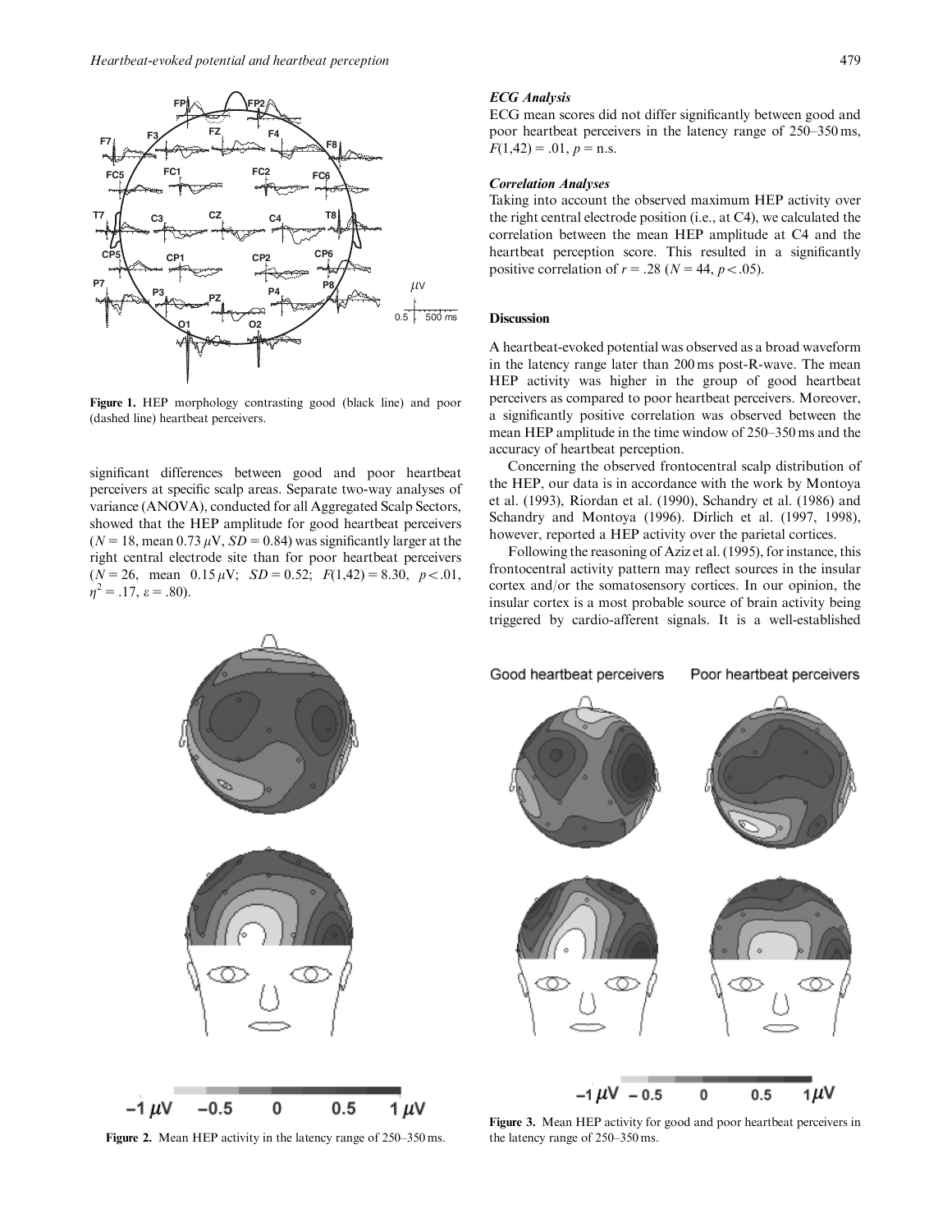Figure 1. HEP morphology contrasting good (black line) and poor (dashed line) heartbeat perceivers.

significant differences between good and poor heartbeat perceivers at specific scalp areas. Separate two-way analyses of variance (ANOVA), conducted for all Aggregated Scalp Sectors, showed that the HEP amplitude for good heartbeat perceivers ($N = 18$, mean $0.73\,\mu V$, $SD = 0.84$) was significantly larger at the right central electrode site than for poor heartbeat perceivers ($N = 26$, mean $0.15\,\mu V$; $SD = 0.52$; $F(1,42) = 8.30$, $p < .01$, $\eta^2 = .17$, $\varepsilon = .80$).

***ECG Analysis***

ECG mean scores did not differ significantly between good and poor heartbeat perceivers in the latency range of 250–350 ms, $F(1,42) = .01$, $p = \text{n.s.}$

***Correlation Analyses***

Taking into account the observed maximum HEP activity over the right central electrode position (i.e., at C4), we calculated the correlation between the mean HEP amplitude at C4 and the heartbeat perception score. This resulted in a significantly positive correlation of $r = .28$ ($N = 44$, $p < .05$).

## Discussion

A heartbeat-evoked potential was observed as a broad waveform in the latency range later than 200 ms post-R-wave. The mean HEP activity was higher in the group of good heartbeat perceivers as compared to poor heartbeat perceivers. Moreover, a significantly positive correlation was observed between the mean HEP amplitude in the time window of 250–350 ms and the accuracy of heartbeat perception.

Concerning the observed frontocentral scalp distribution of the HEP, our data is in accordance with the work by Montoya et al. (1993), Riordan et al. (1990), Schandry et al. (1986) and Schandry and Montoya (1996). Dirlich et al. (1997, 1998), however, reported a HEP activity over the parietal cortices.

Following the reasoning of Aziz et al. (1995), for instance, this frontocentral activity pattern may reflect sources in the insular cortex and/or the somatosensory cortices. In our opinion, the insular cortex is a most probable source of brain activity being triggered by cardio-afferent signals. It is a well-established

Figure 2. Mean HEP activity in the latency range of 250–350 ms.

Figure 3. Mean HEP activity for good and poor heartbeat perceivers in the latency range of 250–350 ms.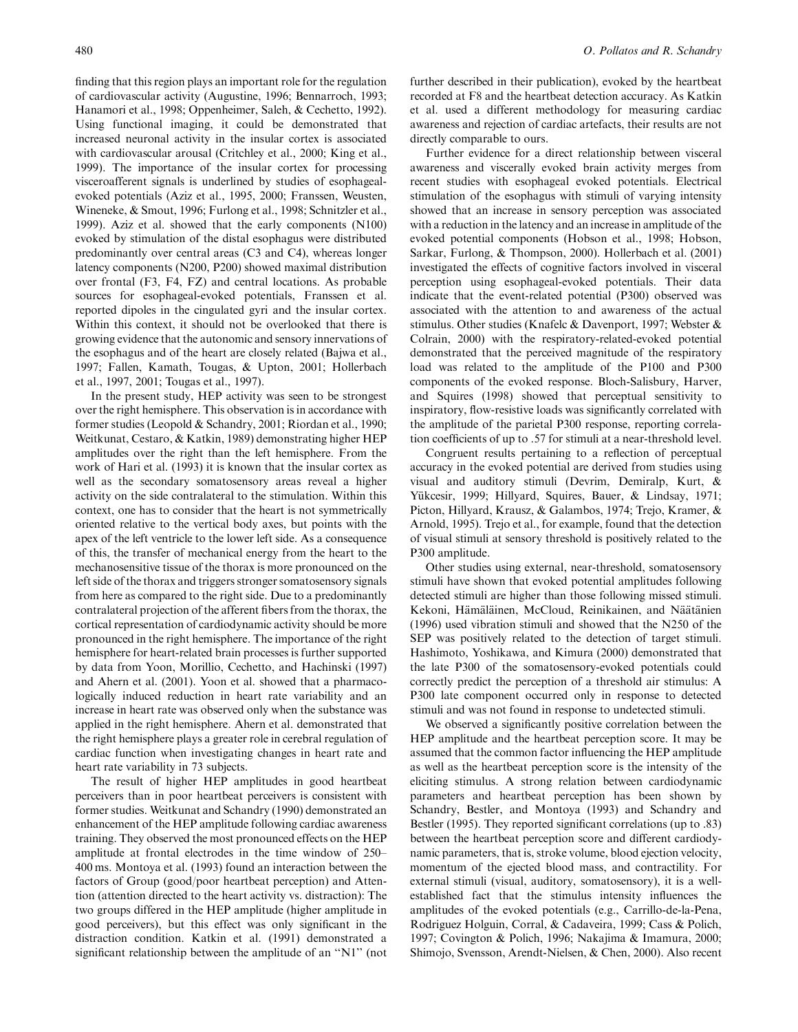finding that this region plays an important role for the regulation of cardiovascular activity (Augustine, 1996; Bennarroch, 1993; Hanamori et al., 1998; Oppenheimer, Saleh, & Cechetto, 1992). Using functional imaging, it could be demonstrated that increased neuronal activity in the insular cortex is associated with cardiovascular arousal (Critchley et al., 2000; King et al., 1999). The importance of the insular cortex for processing visceroafferent signals is underlined by studies of esophageal-evoked potentials (Aziz et al., 1995, 2000; Franssen, Weusten, Wineneke, & Smout, 1996; Furlong et al., 1998; Schnitzler et al., 1999). Aziz et al. showed that the early components (N100) evoked by stimulation of the distal esophagus were distributed predominantly over central areas (C3 and C4), whereas longer latency components (N200, P200) showed maximal distribution over frontal (F3, F4, FZ) and central locations. As probable sources for esophageal-evoked potentials, Franssen et al. reported dipoles in the cingulated gyri and the insular cortex. Within this context, it should not be overlooked that there is growing evidence that the autonomic and sensory innervations of the esophagus and of the heart are closely related (Bajwa et al., 1997; Fallen, Kamath, Tougas, & Upton, 2001; Hollerbach et al., 1997, 2001; Tougas et al., 1997).

In the present study, HEP activity was seen to be strongest over the right hemisphere. This observation is in accordance with former studies (Leopold & Schandry, 2001; Riordan et al., 1990; Weitkunat, Cestaro, & Katkin, 1989) demonstrating higher HEP amplitudes over the right than the left hemisphere. From the work of Hari et al. (1993) it is known that the insular cortex as well as the secondary somatosensory areas reveal a higher activity on the side contralateral to the stimulation. Within this context, one has to consider that the heart is not symmetrically oriented relative to the vertical body axes, but points with the apex of the left ventricle to the lower left side. As a consequence of this, the transfer of mechanical energy from the heart to the mechanosensitive tissue of the thorax is more pronounced on the left side of the thorax and triggers stronger somatosensory signals from here as compared to the right side. Due to a predominantly contralateral projection of the afferent fibers from the thorax, the cortical representation of cardiodynamic activity should be more pronounced in the right hemisphere. The importance of the right hemisphere for heart-related brain processes is further supported by data from Yoon, Morillio, Cechetto, and Hachinski (1997) and Ahern et al. (2001). Yoon et al. showed that a pharmacologically induced reduction in heart rate variability and an increase in heart rate was observed only when the substance was applied in the right hemisphere. Ahern et al. demonstrated that the right hemisphere plays a greater role in cerebral regulation of cardiac function when investigating changes in heart rate and heart rate variability in 73 subjects.

The result of higher HEP amplitudes in good heartbeat perceivers than in poor heartbeat perceivers is consistent with former studies. Weitkunat and Schandry (1990) demonstrated an enhancement of the HEP amplitude following cardiac awareness training. They observed the most pronounced effects on the HEP amplitude at frontal electrodes in the time window of 250–400 ms. Montoya et al. (1993) found an interaction between the factors of Group (good/poor heartbeat perception) and Attention (attention directed to the heart activity vs. distraction): The two groups differed in the HEP amplitude (higher amplitude in good perceivers), but this effect was only significant in the distraction condition. Katkin et al. (1991) demonstrated a significant relationship between the amplitude of an "N1" (not further described in their publication), evoked by the heartbeat recorded at F8 and the heartbeat detection accuracy. As Katkin et al. used a different methodology for measuring cardiac awareness and rejection of cardiac artefacts, their results are not directly comparable to ours.

Further evidence for a direct relationship between visceral awareness and viscerally evoked brain activity merges from recent studies with esophageal evoked potentials. Electrical stimulation of the esophagus with stimuli of varying intensity showed that an increase in sensory perception was associated with a reduction in the latency and an increase in amplitude of the evoked potential components (Hobson et al., 1998; Hobson, Sarkar, Furlong, & Thompson, 2000). Hollerbach et al. (2001) investigated the effects of cognitive factors involved in visceral perception using esophageal-evoked potentials. Their data indicate that the event-related potential (P300) observed was associated with the attention to and awareness of the actual stimulus. Other studies (Knafelc & Davenport, 1997; Webster & Colrain, 2000) with the respiratory-related-evoked potential demonstrated that the perceived magnitude of the respiratory load was related to the amplitude of the P100 and P300 components of the evoked response. Bloch-Salisbury, Harver, and Squires (1998) showed that perceptual sensitivity to inspiratory, flow-resistive loads was significantly correlated with the amplitude of the parietal P300 response, reporting correlation coefficients of up to .57 for stimuli at a near-threshold level.

Congruent results pertaining to a reflection of perceptual accuracy in the evoked potential are derived from studies using visual and auditory stimuli (Devrim, Demiralp, Kurt, & Yükcesir, 1999; Hillyard, Squires, Bauer, & Lindsay, 1971; Picton, Hillyard, Krausz, & Galambos, 1974; Trejo, Kramer, & Arnold, 1995). Trejo et al., for example, found that the detection of visual stimuli at sensory threshold is positively related to the P300 amplitude.

Other studies using external, near-threshold, somatosensory stimuli have shown that evoked potential amplitudes following detected stimuli are higher than those following missed stimuli. Kekoni, Hämäläinen, McCloud, Reinikainen, and Näätänien (1996) used vibration stimuli and showed that the N250 of the SEP was positively related to the detection of target stimuli. Hashimoto, Yoshikawa, and Kimura (2000) demonstrated that the late P300 of the somatosensory-evoked potentials could correctly predict the perception of a threshold air stimulus: A P300 late component occurred only in response to detected stimuli and was not found in response to undetected stimuli.

We observed a significantly positive correlation between the HEP amplitude and the heartbeat perception score. It may be assumed that the common factor influencing the HEP amplitude as well as the heartbeat perception score is the intensity of the eliciting stimulus. A strong relation between cardiodynamic parameters and heartbeat perception has been shown by Schandry, Bestler, and Montoya (1993) and Schandry and Bestler (1995). They reported significant correlations (up to .83) between the heartbeat perception score and different cardiodynamic parameters, that is, stroke volume, blood ejection velocity, momentum of the ejected blood mass, and contractility. For external stimuli (visual, auditory, somatosensory), it is a well-established fact that the stimulus intensity influences the amplitudes of the evoked potentials (e.g., Carrillo-de-la-Pena, Rodriguez Holguin, Corral, & Cadaveira, 1999; Cass & Polich, 1997; Covington & Polich, 1996; Nakajima & Imamura, 2000; Shimojo, Svensson, Arendt-Nielsen, & Chen, 2000). Also recent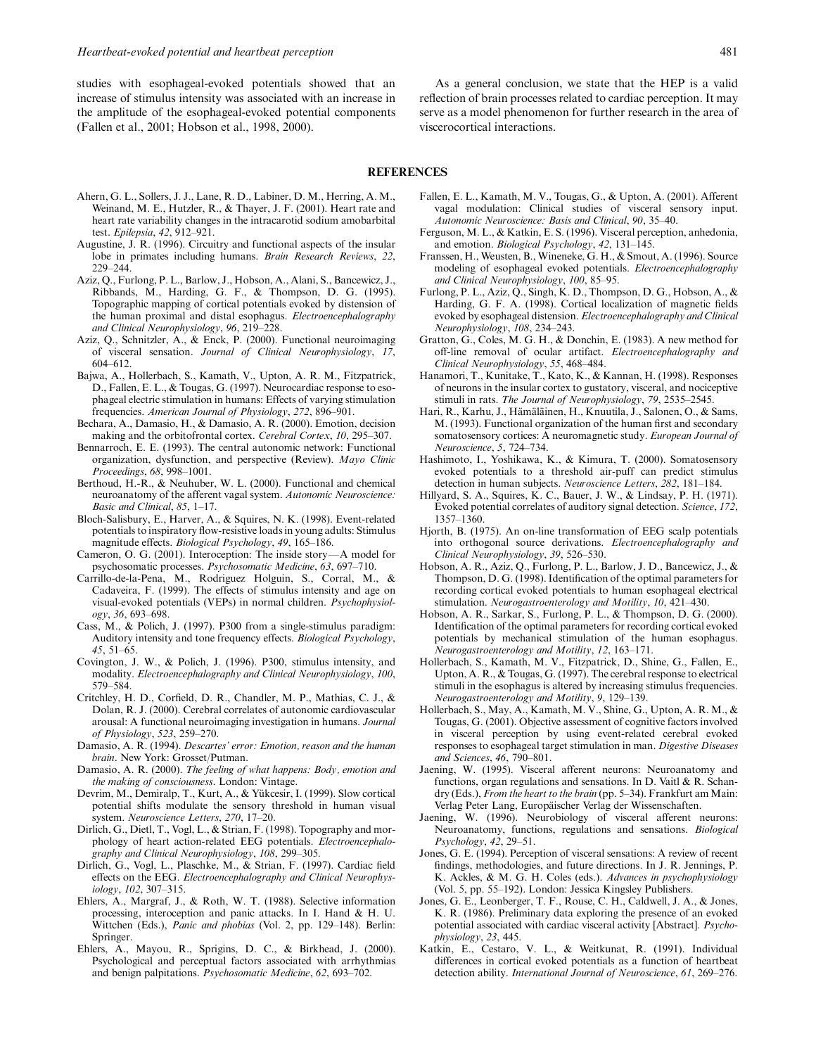studies with esophageal-evoked potentials showed that an increase of stimulus intensity was associated with an increase in the amplitude of the esophageal-evoked potential components (Fallen et al., 2001; Hobson et al., 1998, 2000).

As a general conclusion, we state that the HEP is a valid reflection of brain processes related to cardiac perception. It may serve as a model phenomenon for further research in the area of viscerocortical interactions.

## REFERENCES

Ahern, G. L., Sollers, J. J., Lane, R. D., Labiner, D. M., Herring, A. M., Weinand, M. E., Hutzler, R., & Thayer, J. F. (2001). Heart rate and heart rate variability changes in the intracarotid sodium amobarbital test. *Epilepsia*, *42*, 912–921.

Augustine, J. R. (1996). Circuitry and functional aspects of the insular lobe in primates including humans. *Brain Research Reviews*, *22*, 229–244.

Aziz, Q., Furlong, P. L., Barlow, J., Hobson, A., Alani, S., Bancewicz, J., Ribbands, M., Harding, G. F., & Thompson, D. G. (1995). Topographic mapping of cortical potentials evoked by distension of the human proximal and distal esophagus. *Electroencephalography and Clinical Neurophysiology*, *96*, 219–228.

Aziz, Q., Schnitzler, A., & Enck, P. (2000). Functional neuroimaging of visceral sensation. *Journal of Clinical Neurophysiology*, *17*, 604–612.

Bajwa, A., Hollerbach, S., Kamath, V., Upton, A. R. M., Fitzpatrick, D., Fallen, E. L., & Tougas, G. (1997). Neurocardiac response to esophageal electric stimulation in humans: Effects of varying stimulation frequencies. *American Journal of Physiology*, *272*, 896–901.

Bechara, A., Damasio, H., & Damasio, A. R. (2000). Emotion, decision making and the orbitofrontal cortex. *Cerebral Cortex*, *10*, 295–307.

Bennarroch, E. E. (1993). The central autonomic network: Functional organization, dysfunction, and perspective (Review). *Mayo Clinic Proceedings*, *68*, 998–1001.

Berthoud, H.-R., & Neuhuber, W. L. (2000). Functional and chemical neuroanatomy of the afferent vagal system. *Autonomic Neuroscience: Basic and Clinical*, *85*, 1–17.

Bloch-Salisbury, E., Harver, A., & Squires, N. K. (1998). Event-related potentials to inspiratory flow-resistive loads in young adults: Stimulus magnitude effects. *Biological Psychology*, *49*, 165–186.

Cameron, O. G. (2001). Interoception: The inside story—A model for psychosomatic processes. *Psychosomatic Medicine*, *63*, 697–710.

Carrillo-de-la-Pena, M., Rodriguez Holguin, S., Corral, M., & Cadaveira, F. (1999). The effects of stimulus intensity and age on visual-evoked potentials (VEPs) in normal children. *Psychophysiology*, *36*, 693–698.

Cass, M., & Polich, J. (1997). P300 from a single-stimulus paradigm: Auditory intensity and tone frequency effects. *Biological Psychology*, *45*, 51–65.

Covington, J. W., & Polich, J. (1996). P300, stimulus intensity, and modality. *Electroencephalography and Clinical Neurophysiology*, *100*, 579–584.

Critchley, H. D., Corfield, D. R., Chandler, M. P., Mathias, C. J., & Dolan, R. J. (2000). Cerebral correlates of autonomic cardiovascular arousal: A functional neuroimaging investigation in humans. *Journal of Physiology*, *523*, 259–270.

Damasio, A. R. (1994). *Descartes' error: Emotion, reason and the human brain*. New York: Grosset/Putman.

Damasio, A. R. (2000). *The feeling of what happens: Body, emotion and the making of consciousness*. London: Vintage.

Devrim, M., Demiralp, T., Kurt, A., & Yücesir, I. (1999). Slow cortical potential shifts modulate the sensory threshold in human visual system. *Neuroscience Letters*, *270*, 17–20.

Dirlich, G., Dietl, T., Vogl, L., & Strian, F. (1998). Topography and morphology of heart action-related EEG potentials. *Electroencephalography and Clinical Neurophysiology*, *108*, 299–305.

Dirlich, G., Vogl, L., Plaschke, M., & Strian, F. (1997). Cardiac field effects on the EEG. *Electroencephalography and Clinical Neurophysiology*, *102*, 307–315.

Ehlers, A., Margraf, J., & Roth, W. T. (1988). Selective information processing, interoception and panic attacks. In I. Hand & H. U. Wittchen (Eds.), *Panic and phobias* (Vol. 2, pp. 129–148). Berlin: Springer.

Ehlers, A., Mayou, R., Sprigins, D. C., & Birkhead, J. (2000). Psychological and perceptual factors associated with arrhythmias and benign palpitations. *Psychosomatic Medicine*, *62*, 693–702.

Fallen, E. L., Kamath, M. V., Tougas, G., & Upton, A. (2001). Afferent vagal modulation: Clinical studies of visceral sensory input. *Autonomic Neuroscience: Basis and Clinical*, *90*, 35–40.

Ferguson, M. L., & Katkin, E. S. (1996). Visceral perception, anhedonia, and emotion. *Biological Psychology*, *42*, 131–145.

Franssen, H., Weusten, B., Wineneke, G. H., & Smout, A. (1996). Source modeling of esophageal evoked potentials. *Electroencephalography and Clinical Neurophysiology*, *100*, 85–95.

Furlong, P. L., Aziz, Q., Singh, K. D., Thompson, D. G., Hobson, A., & Harding, G. F. A. (1998). Cortical localization of magnetic fields evoked by esophageal distension. *Electroencephalography and Clinical Neurophysiology*, *108*, 234–243.

Gratton, G., Coles, M. G. H., & Donchin, E. (1983). A new method for off-line removal of ocular artifact. *Electroencephalography and Clinical Neurophysiology*, *55*, 468–484.

Hanamori, T., Kunitake, T., Kato, K., & Kannan, H. (1998). Responses of neurons in the insular cortex to gustatory, visceral, and nociceptive stimuli in rats. *The Journal of Neurophysiology*, *79*, 2535–2545.

Hari, R., Karhu, J., Hämäläinen, H., Knuutila, J., Salonen, O., & Sams, M. (1993). Functional organization of the human first and secondary somatosensory cortices: A neuromagnetic study. *European Journal of Neuroscience*, *5*, 724–734.

Hashimoto, I., Yoshikawa, K., & Kimura, T. (2000). Somatosensory evoked potentials to a threshold air-puff can predict stimulus detection in human subjects. *Neuroscience Letters*, *282*, 181–184.

Hillyard, S. A., Squires, K. C., Bauer, J. W., & Lindsay, P. H. (1971). Evoked potential correlates of auditory signal detection. *Science*, *172*, 1357–1360.

Hjorth, B. (1975). An on-line transformation of EEG scalp potentials into orthogonal source derivations. *Electroencephalography and Clinical Neurophysiology*, *39*, 526–530.

Hobson, A. R., Aziz, Q., Furlong, P. L., Barlow, J. D., Bancewicz, J., & Thompson, D. G. (1998). Identification of the optimal parameters for recording cortical evoked potentials to human esophageal electrical stimulation. *Neurogastroenterology and Motility*, *10*, 421–430.

Hobson, A. R., Sarkar, S., Furlong, P. L., & Thompson, D. G. (2000). Identification of the optimal parameters for recording cortical evoked potentials by mechanical stimulation of the human esophagus. *Neurogastroenterology and Motility*, *12*, 163–171.

Hollerbach, S., Kamath, M. V., Fitzpatrick, D., Shine, G., Fallen, E., Upton, A. R., & Tougas, G. (1997). The cerebral response to electrical stimuli in the esophagus is altered by increasing stimulus frequencies. *Neurogastroenterology and Motility*, *9*, 129–139.

Hollerbach, S., May, A., Kamath, M. V., Shine, G., Upton, A. R. M., & Tougas, G. (2001). Objective assessment of cognitive factors involved in visceral perception by using event-related cerebral evoked responses to esophageal target stimulation in man. *Digestive Diseases and Sciences*, *46*, 790–801.

Jaening, W. (1995). Visceral afferent neurons: Neuroanatomy and functions, organ regulations and sensations. In D. Vaitl & R. Schandry (Eds.), *From the heart to the brain* (pp. 5–34). Frankfurt am Main: Verlag Peter Lang, Europäischer Verlag der Wissenschaften.

Jaening, W. (1996). Neurobiology of visceral afferent neurons: Neuroanatomy, functions, regulations and sensations. *Biological Psychology*, *42*, 29–51.

Jones, G. E. (1994). Perception of visceral sensations: A review of recent findings, methodologies, and future directions. In J. R. Jennings, P. K. Ackles, & M. G. H. Coles (eds.). *Advances in psychophysiology* (Vol. 5, pp. 55–192). London: Jessica Kingsley Publishers.

Jones, G. E., Leonberger, T. F., Rouse, C. H., Caldwell, J. A., & Jones, K. R. (1986). Preliminary data exploring the presence of an evoked potential associated with cardiac visceral activity [Abstract]. *Psychophysiology*, *23*, 445.

Katkin, E., Cestaro, V. L., & Weitkunat, R. (1991). Individual differences in cortical evoked potentials as a function of heartbeat detection ability. *International Journal of Neuroscience*, *61*, 269–276.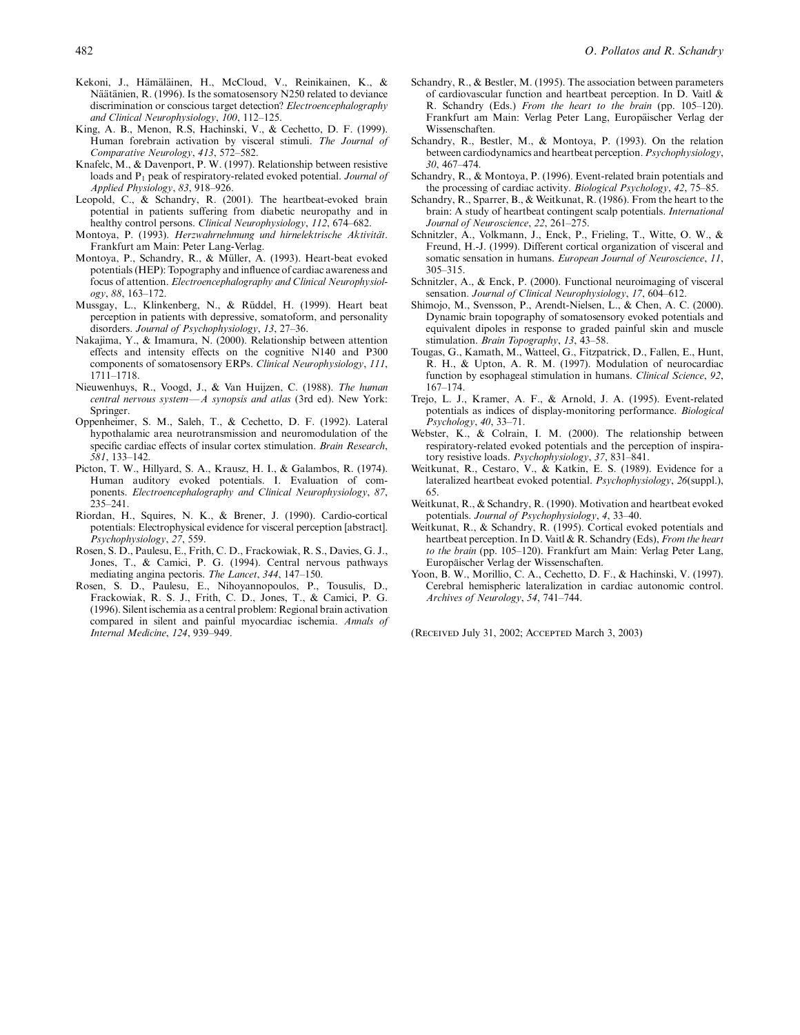Kekoni, J., Hämäläinen, H., McCloud, V., Reinikainen, K., & Näätänien, R. (1996). Is the somatosensory N250 related to deviance discrimination or conscious target detection? *Electroencephalography and Clinical Neurophysiology*, *100*, 112–125.

King, A. B., Menon, R.S, Hachinski, V., & Cechetto, D. F. (1999). Human forebrain activation by visceral stimuli. *The Journal of Comparative Neurology*, *413*, 572–582.

Knafelc, M., & Davenport, P. W. (1997). Relationship between resistive loads and $P_1$ peak of respiratory-related evoked potential. *Journal of Applied Physiology*, *83*, 918–926.

Leopold, C., & Schandry, R. (2001). The heartbeat-evoked brain potential in patients suffering from diabetic neuropathy and in healthy control persons. *Clinical Neurophysiology*, *112*, 674–682.

Montoya, P. (1993). *Herzwahrnehmung und hirnelektrische Aktivität*. Frankfurt am Main: Peter Lang-Verlag.

Montoya, P., Schandry, R., & Müller, A. (1993). Heart-beat evoked potentials (HEP): Topography and influence of cardiac awareness and focus of attention. *Electroencephalography and Clinical Neurophysiology*, *88*, 163–172.

Mussgay, L., Klinkenberg, N., & Rüddel, H. (1999). Heart beat perception in patients with depressive, somatoform, and personality disorders. *Journal of Psychophysiology*, *13*, 27–36.

Nakajima, Y., & Imamura, N. (2000). Relationship between attention effects and intensity effects on the cognitive N140 and P300 components of somatosensory ERPs. *Clinical Neurophysiology*, *111*, 1711–1718.

Nieuwenhuys, R., Voogd, J., & Van Huijzen, C. (1988). *The human central nervous system—A synopsis and atlas* (3rd ed). New York: Springer.

Oppenheimer, S. M., Saleh, T., & Cechetto, D. F. (1992). Lateral hypothalamic area neurotransmission and neuromodulation of the specific cardiac effects of insular cortex stimulation. *Brain Research*, *581*, 133–142.

Picton, T. W., Hillyard, S. A., Krausz, H. I., & Galambos, R. (1974). Human auditory evoked potentials. I. Evaluation of components. *Electroencephalography and Clinical Neurophysiology*, *87*, 235–241.

Riordan, H., Squires, N. K., & Brener, J. (1990). Cardio-cortical potentials: Electrophysical evidence for visceral perception [abstract]. *Psychophysiology*, *27*, 559.

Rosen, S. D., Paulesu, E., Frith, C. D., Frackowiak, R. S., Davies, G. J., Jones, T., & Camici, P. G. (1994). Central nervous pathways mediating angina pectoris. *The Lancet*, *344*, 147–150.

Rosen, S. D., Paulesu, E., Nihoyannopoulos, P., Tousulis, D., Frackowiak, R. S. J., Frith, C. D., Jones, T., & Camici, P. G. (1996). Silent ischemia as a central problem: Regional brain activation compared in silent and painful myocardiac ischemia. *Annals of Internal Medicine*, *124*, 939–949.

Schandry, R., & Bestler, M. (1995). The association between parameters of cardiovascular function and heartbeat perception. In D. Vaitl & R. Schandry (Eds.) *From the heart to the brain* (pp. 105–120). Frankfurt am Main: Verlag Peter Lang, Europäischer Verlag der Wissenschaften.

Schandry, R., Bestler, M., & Montoya, P. (1993). On the relation between cardiodynamics and heartbeat perception. *Psychophysiology*, *30*, 467–474.

Schandry, R., & Montoya, P. (1996). Event-related brain potentials and the processing of cardiac activity. *Biological Psychology*, *42*, 75–85.

Schandry, R., Sparrer, B., & Weitkunat, R. (1986). From the heart to the brain: A study of heartbeat contingent scalp potentials. *International Journal of Neuroscience*, *22*, 261–275.

Schnitzler, A., Volkmann, J., Enck, P., Frieling, T., Witte, O. W., & Freund, H.-J. (1999). Different cortical organization of visceral and somatic sensation in humans. *European Journal of Neuroscience*, *11*, 305–315.

Schnitzler, A., & Enck, P. (2000). Functional neuroimaging of visceral sensation. *Journal of Clinical Neurophysiology*, *17*, 604–612.

Shimojo, M., Svensson, P., Arendt-Nielsen, L., & Chen, A. C. (2000). Dynamic brain topography of somatosensory evoked potentials and equivalent dipoles in response to graded painful skin and muscle stimulation. *Brain Topography*, *13*, 43–58.

Tougas, G., Kamath, M., Watteel, G., Fitzpatrick, D., Fallen, E., Hunt, R. H., & Upton, A. R. M. (1997). Modulation of neurocardiac function by esophageal stimulation in humans. *Clinical Science*, *92*, 167–174.

Trejo, L. J., Kramer, A. F., & Arnold, J. A. (1995). Event-related potentials as indices of display-monitoring performance. *Biological Psychology*, *40*, 33–71.

Webster, K., & Colrain, I. M. (2000). The relationship between respiratory-related evoked potentials and the perception of inspiratory resistive loads. *Psychophysiology*, *37*, 831–841.

Weitkunat, R., Cestaro, V., & Katkin, E. S. (1989). Evidence for a lateralized heartbeat evoked potential. *Psychophysiology*, *26*(suppl.), 65.

Weitkunat, R., & Schandry, R. (1990). Motivation and heartbeat evoked potentials. *Journal of Psychophysiology*, *4*, 33–40.

Weitkunat, R., & Schandry, R. (1995). Cortical evoked potentials and heartbeat perception. In D. Vaitl & R. Schandry (Eds), *From the heart to the brain* (pp. 105–120). Frankfurt am Main: Verlag Peter Lang, Europäischer Verlag der Wissenschaften.

Yoon, B. W., Morillio, C. A., Cechetto, D. F., & Hachinski, V. (1997). Cerebral hemispheric lateralization in cardiac autonomic control. *Archives of Neurology*, *54*, 741–744.

(Received July 31, 2002; Accepted March 3, 2003)